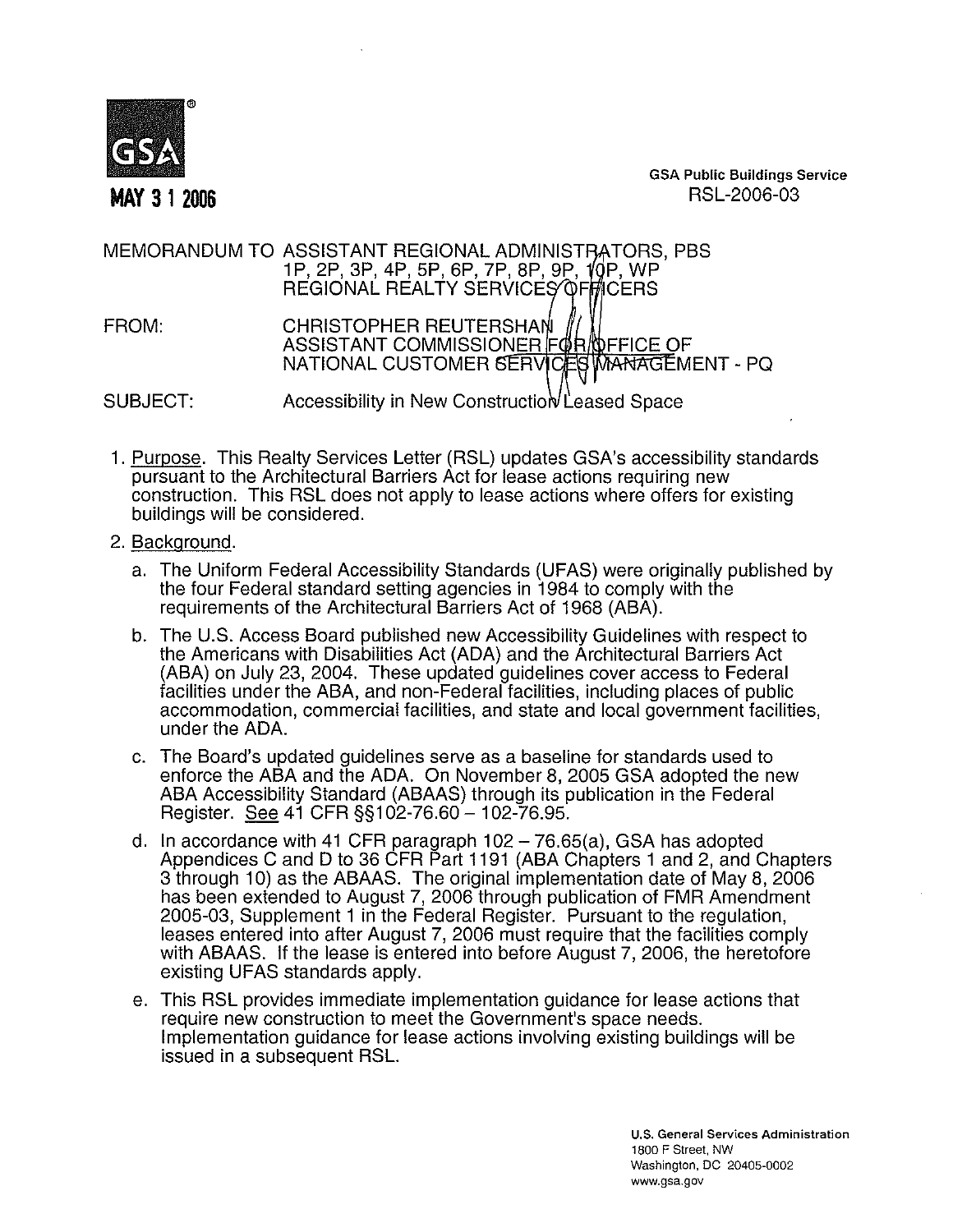GSA

**MAY 3 1 2006**

GSA Public Buildings Service
RSL-2006-03

MEMORANDUM TO ASSISTANT REGIONAL ADMINISTRATORS, PBS
1P, 2P, 3P, 4P, 5P, 6P, 7P, 8P, 9P, 10P, WP
REGIONAL REALTY SERVICES OFFICERS

FROM: CHRISTOPHER REUTERSHAN
ASSISTANT COMMISSIONER FOR OFFICE OF
NATIONAL CUSTOMER SERVICES MANAGEMENT - PQ

SUBJECT: Accessibility in New Construction Leased Space

1. Purpose. This Realty Services Letter (RSL) updates GSA's accessibility standards pursuant to the Architectural Barriers Act for lease actions requiring new construction. This RSL does not apply to lease actions where offers for existing buildings will be considered.

2. Background.

   a. The Uniform Federal Accessibility Standards (UFAS) were originally published by the four Federal standard setting agencies in 1984 to comply with the requirements of the Architectural Barriers Act of 1968 (ABA).

   b. The U.S. Access Board published new Accessibility Guidelines with respect to the Americans with Disabilities Act (ADA) and the Architectural Barriers Act (ABA) on July 23, 2004. These updated guidelines cover access to Federal facilities under the ABA, and non-Federal facilities, including places of public accommodation, commercial facilities, and state and local government facilities, under the ADA.

   c. The Board's updated guidelines serve as a baseline for standards used to enforce the ABA and the ADA. On November 8, 2005 GSA adopted the new ABA Accessibility Standard (ABAAS) through its publication in the Federal Register. See 41 CFR §§102-76.60 – 102-76.95.

   d. In accordance with 41 CFR paragraph 102 – 76.65(a), GSA has adopted Appendices C and D to 36 CFR Part 1191 (ABA Chapters 1 and 2, and Chapters 3 through 10) as the ABAAS. The original implementation date of May 8, 2006 has been extended to August 7, 2006 through publication of FMR Amendment 2005-03, Supplement 1 in the Federal Register. Pursuant to the regulation, leases entered into after August 7, 2006 must require that the facilities comply with ABAAS. If the lease is entered into before August 7, 2006, the heretofore existing UFAS standards apply.

   e. This RSL provides immediate implementation guidance for lease actions that require new construction to meet the Government's space needs. Implementation guidance for lease actions involving existing buildings will be issued in a subsequent RSL.

U.S. General Services Administration
1800 F Street, NW
Washington, DC 20405-0002
www.gsa.gov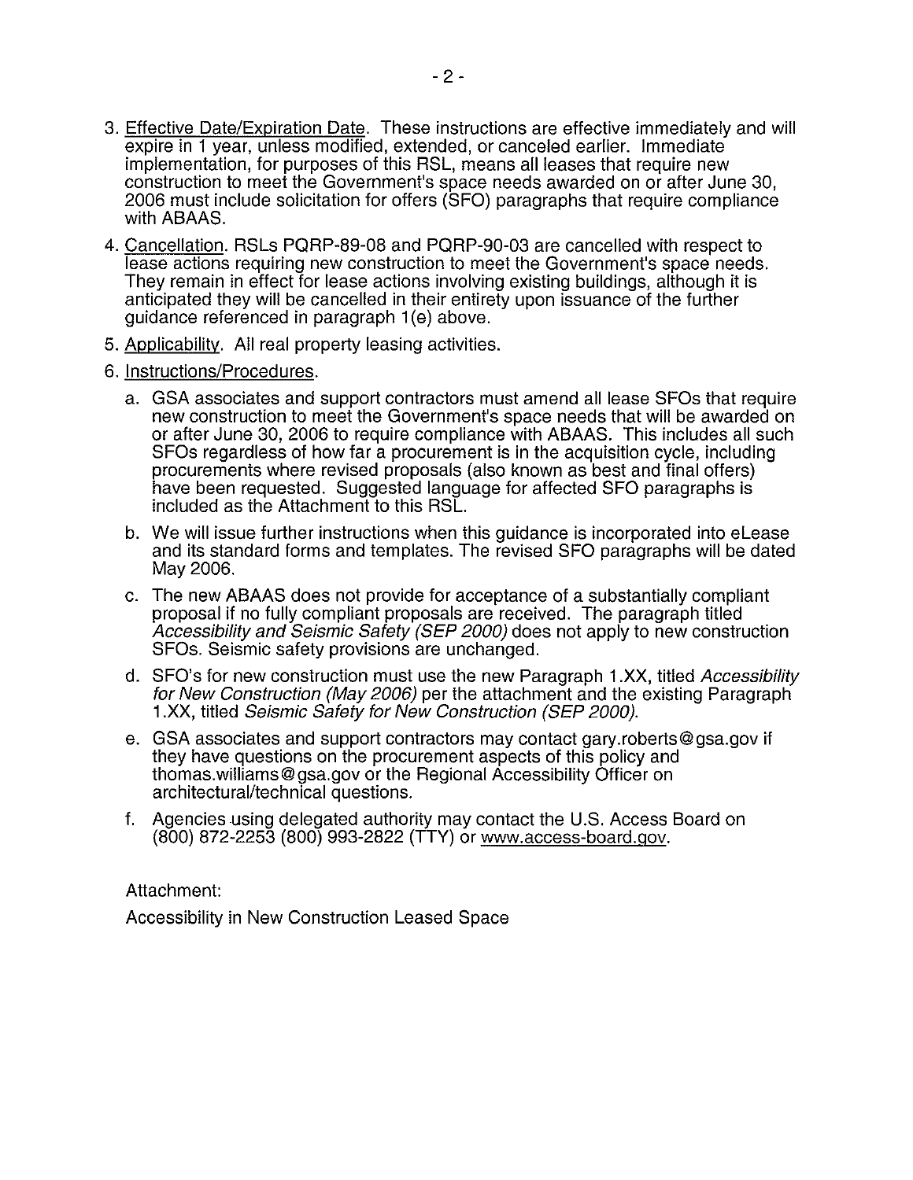3. Effective Date/Expiration Date. These instructions are effective immediately and will expire in 1 year, unless modified, extended, or canceled earlier. Immediate implementation, for purposes of this RSL, means all leases that require new construction to meet the Government's space needs awarded on or after June 30, 2006 must include solicitation for offers (SFO) paragraphs that require compliance with ABAAS.

4. Cancellation. RSLs PQRP-89-08 and PQRP-90-03 are cancelled with respect to lease actions requiring new construction to meet the Government's space needs. They remain in effect for lease actions involving existing buildings, although it is anticipated they will be cancelled in their entirety upon issuance of the further guidance referenced in paragraph 1(e) above.

5. Applicability. All real property leasing activities.

6. Instructions/Procedures.

   a. GSA associates and support contractors must amend all lease SFOs that require new construction to meet the Government's space needs that will be awarded on or after June 30, 2006 to require compliance with ABAAS. This includes all such SFOs regardless of how far a procurement is in the acquisition cycle, including procurements where revised proposals (also known as best and final offers) have been requested. Suggested language for affected SFO paragraphs is included as the Attachment to this RSL.

   b. We will issue further instructions when this guidance is incorporated into eLease and its standard forms and templates. The revised SFO paragraphs will be dated May 2006.

   c. The new ABAAS does not provide for acceptance of a substantially compliant proposal if no fully compliant proposals are received. The paragraph titled *Accessibility and Seismic Safety (SEP 2000)* does not apply to new construction SFOs. Seismic safety provisions are unchanged.

   d. SFO's for new construction must use the new Paragraph 1.XX, titled *Accessibility for New Construction (May 2006)* per the attachment and the existing Paragraph 1.XX, titled *Seismic Safety for New Construction (SEP 2000)*.

   e. GSA associates and support contractors may contact gary.roberts@gsa.gov if they have questions on the procurement aspects of this policy and thomas.williams@gsa.gov or the Regional Accessibility Officer on architectural/technical questions.

   f. Agencies using delegated authority may contact the U.S. Access Board on (800) 872-2253 (800) 993-2822 (TTY) or www.access-board.gov.

Attachment:

Accessibility in New Construction Leased Space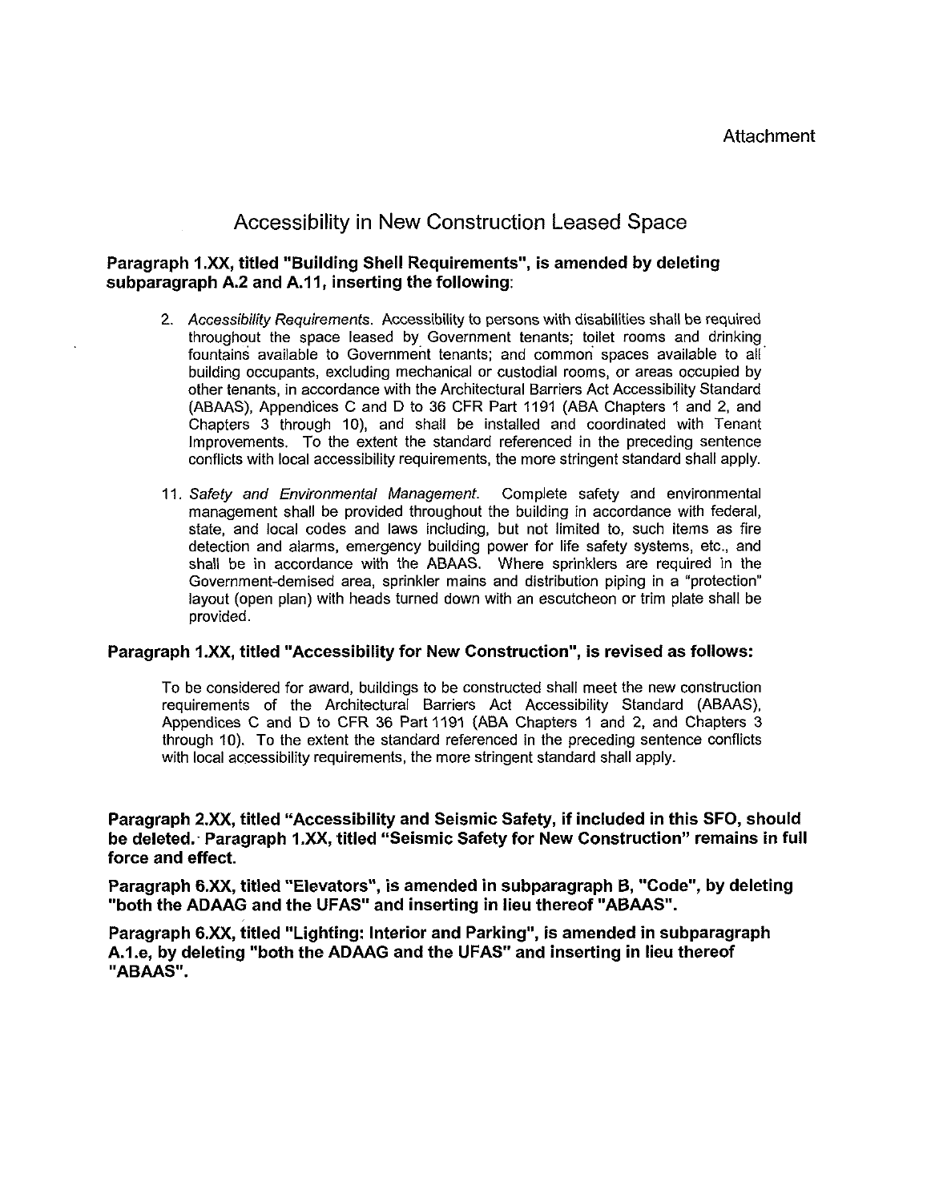Attachment

# Accessibility in New Construction Leased Space

**Paragraph 1.XX, titled "Building Shell Requirements", is amended by deleting subparagraph A.2 and A.11, inserting the following:**

2. *Accessibility Requirements.* Accessibility to persons with disabilities shall be required throughout the space leased by Government tenants; toilet rooms and drinking fountains available to Government tenants; and common spaces available to all building occupants, excluding mechanical or custodial rooms, or areas occupied by other tenants, in accordance with the Architectural Barriers Act Accessibility Standard (ABAAS), Appendices C and D to 36 CFR Part 1191 (ABA Chapters 1 and 2, and Chapters 3 through 10), and shall be installed and coordinated with Tenant Improvements. To the extent the standard referenced in the preceding sentence conflicts with local accessibility requirements, the more stringent standard shall apply.

11. *Safety and Environmental Management.* Complete safety and environmental management shall be provided throughout the building in accordance with federal, state, and local codes and laws including, but not limited to, such items as fire detection and alarms, emergency building power for life safety systems, etc., and shall be in accordance with the ABAAS. Where sprinklers are required in the Government-demised area, sprinkler mains and distribution piping in a "protection" layout (open plan) with heads turned down with an escutcheon or trim plate shall be provided.

**Paragraph 1.XX, titled "Accessibility for New Construction", is revised as follows:**

To be considered for award, buildings to be constructed shall meet the new construction requirements of the Architectural Barriers Act Accessibility Standard (ABAAS), Appendices C and D to CFR 36 Part 1191 (ABA Chapters 1 and 2, and Chapters 3 through 10). To the extent the standard referenced in the preceding sentence conflicts with local accessibility requirements, the more stringent standard shall apply.

**Paragraph 2.XX, titled "Accessibility and Seismic Safety, if included in this SFO, should be deleted. Paragraph 1.XX, titled "Seismic Safety for New Construction" remains in full force and effect.**

**Paragraph 6.XX, titled "Elevators", is amended in subparagraph B, "Code", by deleting "both the ADAAG and the UFAS" and inserting in lieu thereof "ABAAS".**

**Paragraph 6.XX, titled "Lighting: Interior and Parking", is amended in subparagraph A.1.e, by deleting "both the ADAAG and the UFAS" and inserting in lieu thereof "ABAAS".**